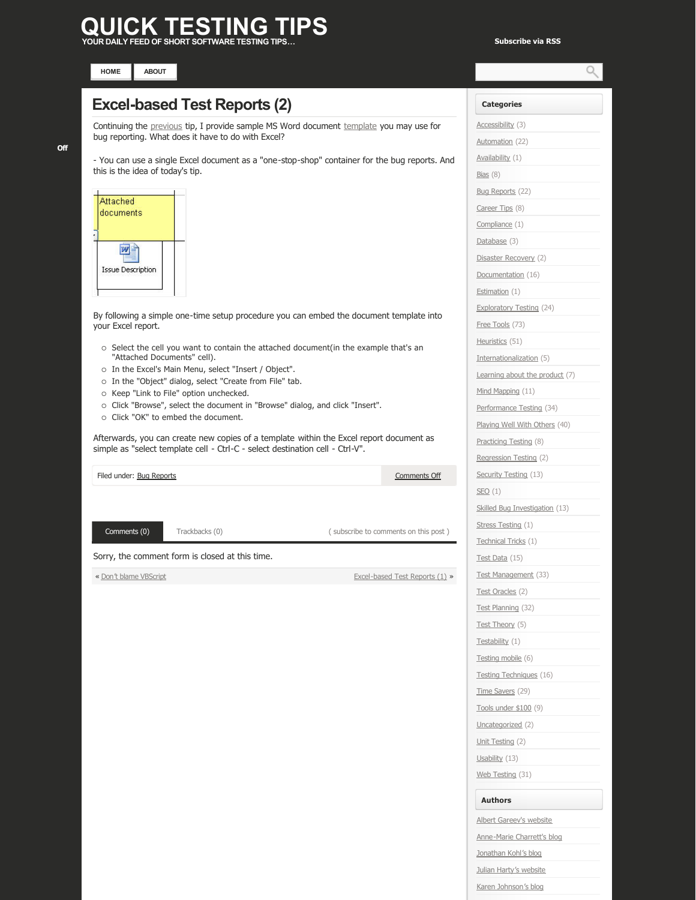# QUICK TESTING TIPS

YOUR DAILY FEED OF SHORT SOFTWARE TESTING TIPS…

Subscribe via RSS

HOME | ABOUT

Off

## Excel-based Test Reports (2)

Continuing the previous tip, I provide sample MS Word document template you may use for bug reporting. What does it have to do with Excel?

- You can use a single Excel document as a "one-stop-shop" container for the bug reports. And this is the idea of today's tip.

By following a simple one-time setup procedure you can embed the document template into your Excel report.

- Select the cell you want to contain the attached document(in the example that's an "Attached Documents" cell).
- In the Excel's Main Menu, select "Insert / Object".
- In the "Object" dialog, select "Create from File" tab.
- Keep "Link to File" option unchecked.
- Click "Browse", select the document in "Browse" dialog, and click "Insert".
- Click "OK" to embed the document.

Afterwards, you can create new copies of a template within the Excel report document as simple as "select template cell - Ctrl-C - select destination cell - Ctrl-V".

Filed under: Bug Reports | Comments Off

Comments (0) | Trackbacks (0) | ( subscribe to comments on this post )

Sorry, the comment form is closed at this time.

« Don't blame VBScript | Excel-based Test Reports (1) »

### Categories

- Accessibility (3)
- Automation (22)
- Availability (1)
- Bias (8)
- Bug Reports (22)
- Career Tips (8)
- Compliance (1)
- Database (3)
- Disaster Recovery (2)
- Documentation (16)
- Estimation (1)
- Exploratory Testing (24)
- Free Tools (73)
- Heuristics (51)
- Internationalization (5)
- Learning about the product (7)
- Mind Mapping (11)
- Performance Testing (34)
- Playing Well With Others (40)
- Practicing Testing (8)
- Regression Testing (2)
- Security Testing (13)
- SEO (1)
- Skilled Bug Investigation (13)
- Stress Testing (1)
- Technical Tricks (1)
- Test Data (15)
- Test Management (33)
- Test Oracles (2)
- Test Planning (32)
- Test Theory (5)
- Testability (1)
- Testing mobile (6)
- Testing Techniques (16)
- Time Savers (29)
- Tools under $100 (9)
- Uncategorized (2)
- Unit Testing (2)
- Usability (13)
- Web Testing (31)

### Authors

- Albert Gareev's website
- Anne-Marie Charrett's blog
- Jonathan Kohl's blog
- Julian Harty's website
- Karen Johnson's blog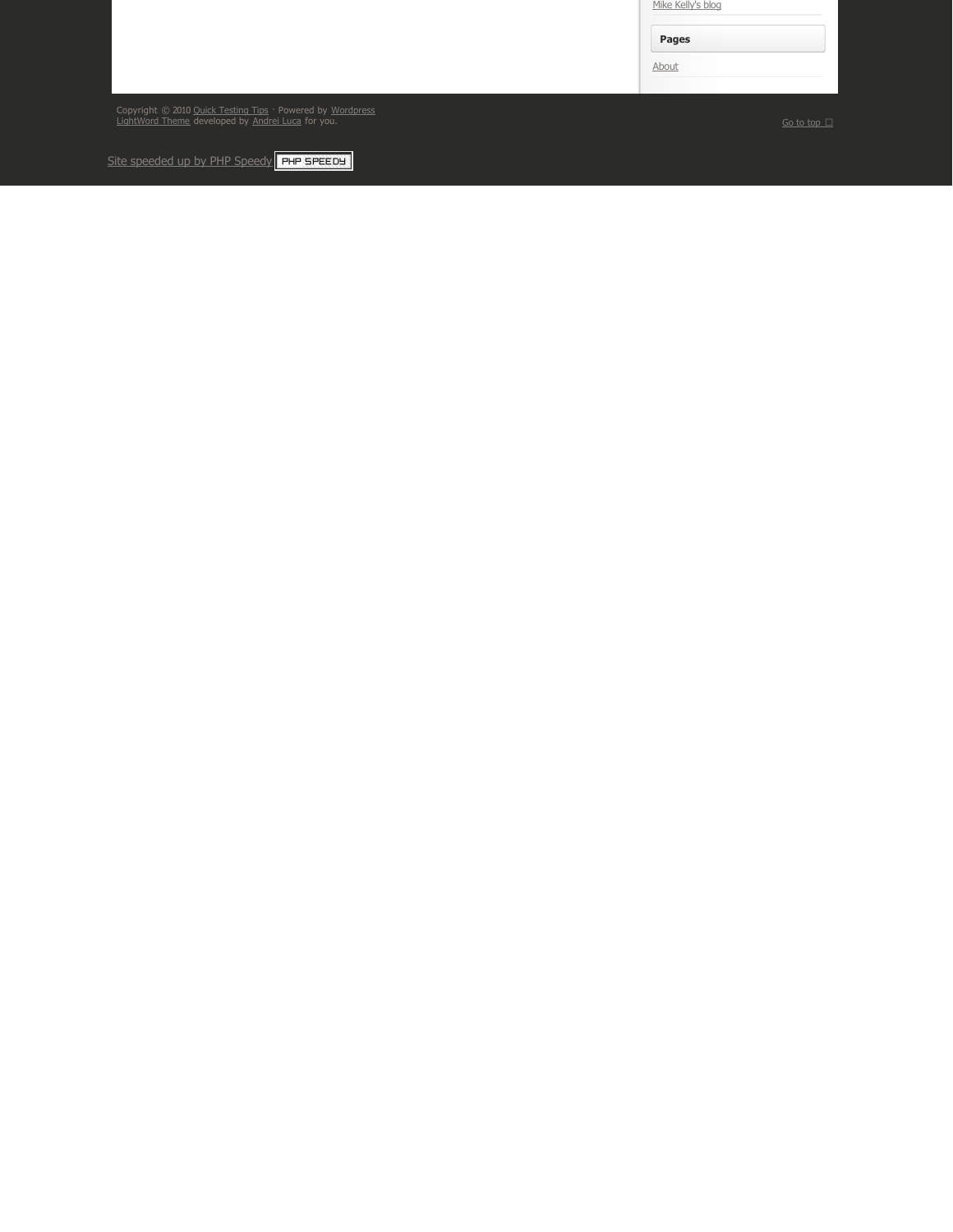Mike Kelly's blog

**Pages**

About

Copyright © 2010 Quick Testing Tips · Powered by Wordpress
LightWord Theme developed by Andrei Luca for you.

Go to top

Site speeded up by PHP Speedy PHP SPEEDY